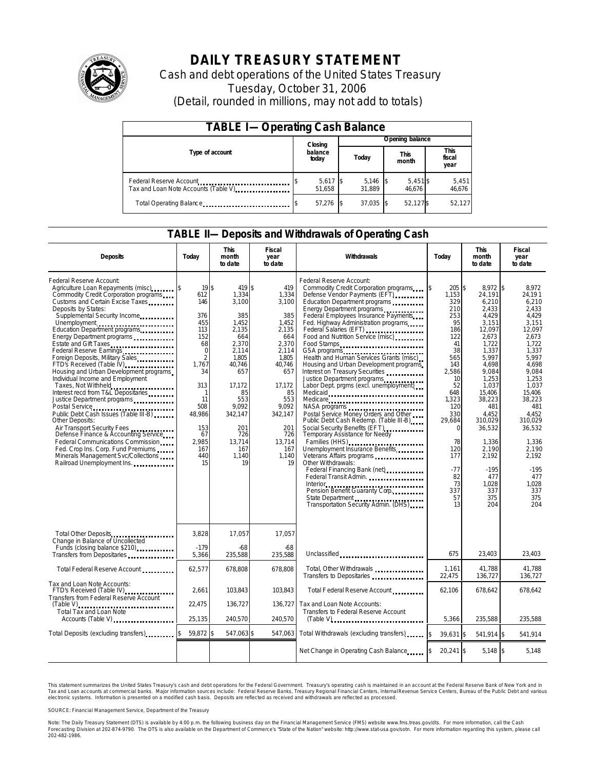# DAILY TREASURY STATEMENT

Cash and debt operations of the United States Treasury

Tuesday, October 31, 2006

(Detail, rounded in millions, may not add to totals)

## TABLE I—Operating Cash Balance

| Type of account | Closing balance today | Opening balance Today | Opening balance This month | Opening balance This fiscal year |
|---|---|---|---|---|
| Federal Reserve Account | $ 5,617 | $ 5,146 | $ 5,451 | $ 5,451 |
| Tax and Loan Note Accounts (Table V) | 51,658 | 31,889 | 46,676 | 46,676 |
| Total Operating Balance | $ 57,276 | $ 37,035 | $ 52,127 | $ 52,127 |

## TABLE II—Deposits and Withdrawals of Operating Cash

| Deposits | Today | This month to date | Fiscal year to date | Withdrawals | Today | This month to date | Fiscal year to date |
|---|---|---|---|---|---|---|---|
| Federal Reserve Account: | | | | Federal Reserve Account: | | | |
| Agriculture Loan Repayments (misc) | $ 19 | $ 419 | $ 419 | Commodity Credit Corporation programs | $ 205 | $ 8,972 | $ 8,972 |
| Commodity Credit Corporation programs | 612 | 1,334 | 1,334 | Defense Vendor Payments (EFT) | 1,153 | 24,191 | 24,191 |
| Customs and Certain Excise Taxes | 146 | 3,100 | 3,100 | Education Department programs | 329 | 6,210 | 6,210 |
| Deposits by States: | | | | Energy Department programs | 210 | 2,433 | 2,433 |
| Supplemental Security Income | 376 | 385 | 385 | Federal Employees Insurance Payments | 253 | 4,429 | 4,429 |
| Unemployment | 455 | 1,452 | 1,452 | Fed. Highway Administration programs | 95 | 3,151 | 3,151 |
| Education Department programs | 113 | 2,135 | 2,135 | Federal Salaries (EFT) | 186 | 12,097 | 12,097 |
| Energy Department programs | 152 | 664 | 664 | Food and Nutrition Service (misc) | 122 | 2,673 | 2,673 |
| Estate and Gift Taxes | 68 | 2,370 | 2,370 | Food Stamps | 41 | 1,722 | 1,722 |
| Federal Reserve Earnings | 0 | 2,114 | 2,114 | GSA programs | 38 | 1,337 | 1,337 |
| Foreign Deposits, Military Sales | 2 | 1,805 | 1,805 | Health and Human Services Grants (misc) | 565 | 5,997 | 5,997 |
| FTD's Received (Table IV) | 1,767 | 40,746 | 40,746 | Housing and Urban Development programs | 143 | 4,698 | 4,698 |
| Housing and Urban Development programs | 34 | 657 | 657 | Interest on Treasury Securities | 2,586 | 9,084 | 9,084 |
| Individual Income and Employment Taxes, Not Withheld | 313 | 17,172 | 17,172 | Justice Department programs | 10 | 1,253 | 1,253 |
| Interest recd from T&L Depositaries | 1 | 85 | 85 | Labor Dept. prgms (excl. unemployment) | 52 | 1,037 | 1,037 |
| Justice Department programs | 11 | 553 | 553 | Medicaid | 648 | 15,406 | 15,406 |
| Postal Service | 508 | 9,092 | 9,092 | Medicare | 1,323 | 38,223 | 38,223 |
| Public Debt Cash Issues (Table III-B) | 48,986 | 342,147 | 342,147 | NASA programs | 120 | 481 | 481 |
| Other Deposits: | | | | Postal Service Money Orders and Other | 330 | 4,452 | 4,452 |
| Air Transport Security Fees | 153 | 201 | 201 | Public Debt Cash Redemp. (Table III-B) | 29,684 | 310,029 | 310,029 |
| Defense Finance & Accounting Service | 67 | 726 | 726 | Social Security Benefits (EFT) | 0 | 36,532 | 36,532 |
| Federal Communications Commission | 2,985 | 13,714 | 13,714 | Temporary Assistance for Needy Families (HHS) | 78 | 1,336 | 1,336 |
| Fed. Crop Ins. Corp. Fund Premiums | 167 | 167 | 167 | Unemployment Insurance Benefits | 120 | 2,190 | 2,190 |
| Minerals Management Svc/Collections | 440 | 1,140 | 1,140 | Veterans Affairs programs | 177 | 2,192 | 2,192 |
| Railroad Unemployment Ins. | 15 | 19 | 19 | Other Withdrawals: | | | |
| | | | | Federal Financing Bank (net) | -77 | -195 | -195 |
| | | | | Federal Transit Admin. | 82 | 477 | 477 |
| | | | | Interior | 73 | 1,028 | 1,028 |
| | | | | Pension Benefit Guaranty Corp. | 337 | 337 | 337 |
| | | | | State Department | 57 | 375 | 375 |
| | | | | Transportation Security Admin. (DHS) | 13 | 204 | 204 |
| Total Other Deposits | 3,828 | 17,057 | 17,057 | | | | |
| Change in Balance of Uncollected Funds (closing balance $210) | -179 | -68 | -68 | | | | |
| Transfers from Depositaries | 5,366 | 235,588 | 235,588 | Unclassified | 675 | 23,403 | 23,403 |
| Total Federal Reserve Account | 62,577 | 678,808 | 678,808 | Total, Other Withdrawals | 1,161 | 41,788 | 41,788 |
| | | | | Transfers to Depositaries | 22,475 | 136,727 | 136,727 |
| Tax and Loan Note Accounts: | | | | | | | |
| FTD's Received (Table IV) | 2,661 | 103,843 | 103,843 | Total Federal Reserve Account | 62,106 | 678,642 | 678,642 |
| Transfers from Federal Reserve Account (Table V) | 22,475 | 136,727 | 136,727 | Tax and Loan Note Accounts: | | | |
| Total Tax and Loan Note Accounts (Table V) | 25,135 | 240,570 | 240,570 | Transfers to Federal Reserve Account (Table V) | 5,366 | 235,588 | 235,588 |
| Total Deposits (excluding transfers) | $ 59,872 | $ 547,063 | $ 547,063 | Total Withdrawals (excluding transfers) | $ 39,631 | $ 541,914 | $ 541,914 |
| | | | | Net Change in Operating Cash Balance | $ 20,241 | $ 5,148 | $ 5,148 |

This statement summarizes the United States Treasury's cash and debt operations for the Federal Government. Treasury's operating cash is maintained in an account at the Federal Reserve Bank of New York and in Tax and Loan accounts at commercial banks. Major information sources include: Federal Reserve Banks, Treasury Regional Financial Centers, Internal Revenue Service Centers, Bureau of the Public Debt and various electronic systems. Information is presented on a modified cash basis. Deposits are reflected as received and withdrawals are reflected as processed.

SOURCE: Financial Management Service, Department of the Treasury

Note: The Daily Treasury Statement (DTS) is available by 4:00 p.m. the following business day on the Financial Management Service (FMS) website www.fms.treas.gov/dts. For more information, call the Cash Forecasting Division at 202-874-9790. The DTS is also available on the Department of Commerce's "State of the Nation" website: http://www.stat-usa.gov/sotn. For more information regarding this system, please call 202-482-1986.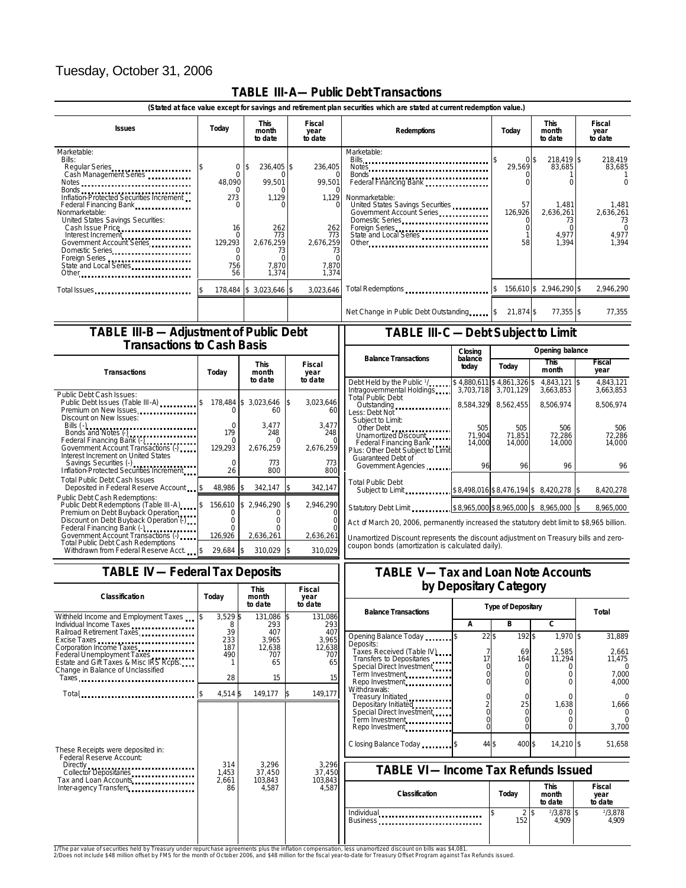Tuesday, October 31, 2006

## TABLE III-A— Public Debt Transactions

(Stated at face value except for savings and retirement plan securities which are stated at current redemption value.)

| Issues | Today | This month to date | Fiscal year to date | Redemptions | Today | This month to date | Fiscal year to date |
|---|---|---|---|---|---|---|---|
| Marketable: | | | | Marketable: | | | |
| Bills: | | | | Bills | $ 0 | $ 218,419 | $ 218,419 |
| Regular Series | $ 0 | $ 236,405 | $ 236,405 | Notes | 29,569 | 83,685 | 83,685 |
| Cash Management Series | 0 | 0 | 0 | Bonds | 0 | 1 | 1 |
| Notes | 48,090 | 99,501 | 99,501 | Federal Financing Bank | 0 | 0 | 0 |
| Bonds | 0 | 0 | 0 | | | | |
| Inflation-Protected Securities Increment | 273 | 1,129 | 1,129 | Nonmarketable: | | | |
| Federal Financing Bank | 0 | 0 | 0 | United States Savings Securities | 57 | 1,481 | 1,481 |
| Nonmarketable: | | | | Government Account Series | 126,926 | 2,636,261 | 2,636,261 |
| United States Savings Securities: | | | | Domestic Series | 0 | 73 | 73 |
| Cash Issue Price | 16 | 262 | 262 | Foreign Series | 0 | 0 | 0 |
| Interest Increment | 0 | 773 | 773 | State and Local Series | 1 | 4,977 | 4,977 |
| Government Account Series | 129,293 | 2,676,259 | 2,676,259 | Other | 58 | 1,394 | 1,394 |
| Domestic Series | 0 | 73 | 73 | | | | |
| Foreign Series | 0 | 0 | 0 | | | | |
| State and Local Series | 756 | 7,870 | 7,870 | | | | |
| Other | 56 | 1,374 | 1,374 | | | | |
| Total Issues | $ 178,484 | $ 3,023,646 | $ 3,023,646 | Total Redemptions | $ 156,610 | $ 2,946,290 | $ 2,946,290 |
| | | | | Net Change in Public Debt Outstanding | $ 21,874 | $ 77,355 | $ 77,355 |

## TABLE III-B — Adjustment of Public Debt Transactions to Cash Basis

| Transactions | Today | This month to date | Fiscal year to date |
|---|---|---|---|
| Public Debt Cash Issues: | | | |
| Public Debt Issues (Table III-A) | $ 178,484 | $ 3,023,646 | $ 3,023,646 |
| Premium on New Issues | 0 | 60 | 60 |
| Discount on New Issues: | | | |
| Bills (-) | 0 | 3,477 | 3,477 |
| Bonds and Notes (-) | 179 | 248 | 248 |
| Federal Financing Bank (-) | 0 | 0 | 0 |
| Government Account Transactions (-) | 129,293 | 2,676,259 | 2,676,259 |
| Interest Increment on United States Savings Securities (-) | 0 | 773 | 773 |
| Inflation-Protected Securities Increment | 26 | 800 | 800 |
| Total Public Debt Cash Issues Deposited in Federal Reserve Account | $ 48,986 | $ 342,147 | $ 342,147 |
| Public Debt Cash Redemptions: | | | |
| Public Debt Redemptions (Table III-A) | $ 156,610 | $ 2,946,290 | $ 2,946,290 |
| Premium on Debt Buyback Operation | 0 | 0 | 0 |
| Discount on Debt Buyback Operation (-) | 0 | 0 | 0 |
| Federal Financing Bank (-) | 0 | 0 | 0 |
| Government Account Transactions (-) | 126,926 | 2,636,261 | 2,636,261 |
| Total Public Debt Cash Redemptions Withdrawn from Federal Reserve Acct. | $ 29,684 | $ 310,029 | $ 310,029 |

## TABLE III-C — Debt Subject to Limit

| Balance Transactions | Closing balance today | Opening balance Today | Opening balance This month | Opening balance Fiscal year |
|---|---|---|---|---|
| Debt Held by the Public [1] | $ 4,880,611 | $ 4,861,326 | $ 4,843,121 | $ 4,843,121 |
| Intragovernmental Holdings | 3,703,718 | 3,701,129 | 3,663,853 | 3,663,853 |
| Total Public Debt Outstanding | 8,584,329 | 8,562,455 | 8,506,974 | 8,506,974 |
| Less: Debt Not Subject to Limit: | | | | |
| Other Debt | 505 | 505 | 506 | 506 |
| Unamortized Discount | 71,904 | 71,851 | 72,286 | 72,286 |
| Federal Financing Bank | 14,000 | 14,000 | 14,000 | 14,000 |
| Plus: Other Debt Subject to Limit Guaranteed Debt of Government Agencies | 96 | 96 | 96 | 96 |
| Total Public Debt Subject to Limit | $ 8,498,016 | $ 8,476,194 | $ 8,420,278 | $ 8,420,278 |
| Statutory Debt Limit | $ 8,965,000 | $ 8,965,000 | $ 8,965,000 | $ 8,965,000 |

Act of March 20, 2006, permanently increased the statutory debt limit to $8,965 billion.

Unamortized Discount represents the discount adjustment on Treasury bills and zero-coupon bonds (amortization is calculated daily).

## TABLE IV — Federal Tax Deposits

| Classification | Today | This month to date | Fiscal year to date |
|---|---|---|---|
| Withheld Income and Employment Taxes | $ 3,529 | $ 131,086 | $ 131,086 |
| Individual Income Taxes | 8 | 293 | 293 |
| Railroad Retirement Taxes | 39 | 407 | 407 |
| Excise Taxes | 233 | 3,965 | 3,965 |
| Corporation Income Taxes | 187 | 12,638 | 12,638 |
| Federal Unemployment Taxes | 490 | 707 | 707 |
| Estate and Gift Taxes & Misc IRS Rcpts. | 1 | 65 | 65 |
| Change in Balance of Unclassified Taxes | 28 | 15 | 15 |
| Total | $ 4,514 | $ 149,177 | $ 149,177 |
| These Receipts were deposited in: | | | |
| Federal Reserve Account: | | | |
| Directly | 314 | 3,296 | 3,296 |
| Collector Depositaries | 1,453 | 37,450 | 37,450 |
| Tax and Loan Accounts | 2,661 | 103,843 | 103,843 |
| Inter-agency Transfers | 86 | 4,587 | 4,587 |

## TABLE V— Tax and Loan Note Accounts by Depositary Category

| Balance Transactions | Type of Depositary A | B | C | Total |
|---|---|---|---|---|
| Opening Balance Today | $ 22 | $ 192 | $ 1,970 | $ 31,889 |
| Deposits: | | | | |
| Taxes Received (Table IV) | 7 | 69 | 2,585 | 2,661 |
| Transfers to Depositaries | 17 | 164 | 11,294 | 11,475 |
| Special Direct Investment | 0 | 0 | 0 | 0 |
| Term Investment | 0 | 0 | 0 | 7,000 |
| Repo Investment | 0 | 0 | 0 | 4,000 |
| Withdrawals: | | | | |
| Treasury Initiated | 0 | 0 | 0 | 0 |
| Depositary Initiated | 2 | 25 | 1,638 | 1,666 |
| Special Direct Investment | 0 | 0 | 0 | 0 |
| Term Investment | 0 | 0 | 0 | 0 |
| Repo Investment | 0 | 0 | 0 | 3,700 |
| Closing Balance Today | $ 44 | $ 400 | $ 14,210 | $ 51,658 |

## TABLE VI— Income Tax Refunds Issued

| Classification | Today | This month to date | Fiscal year to date |
|---|---|---|---|
| Individual | $ 2 | $ [2]3,878 | $ [2]3,878 |
| Business | 152 | 4,909 | 4,909 |

1/The par value of securities held by Treasury under repurchase agreements plus the inflation compensation, less unamortized discount on bills was $4,081.
2/Does not include $48 million offset by FMS for the month of October 2006, and $48 million for the fiscal year-to-date for Treasury Offset Program against Tax Refunds issued.